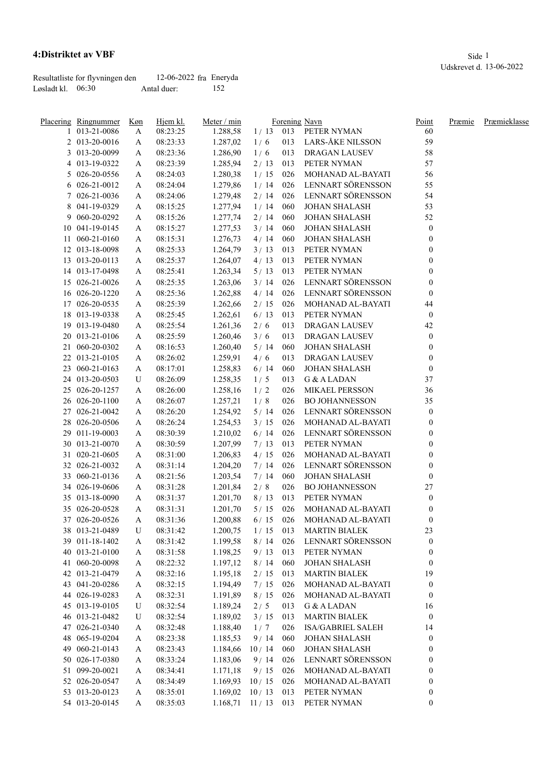# 4:Distriktet av VBF

Udskrevet d. 13-06-2022

Resultatliste for flyvningen den 12-06-2022 fra Eneryda
Løsladt kl. 06:30 Antal duer: 152

| Placering | Ringnummer | Køn | Hjem kl. | Meter / min | | Forening | Navn | Point | Præmie | Præmieklasse |
|---|---|---|---|---|---|---|---|---|---|---|
| 1 | 013-21-0086 | A | 08:23:25 | 1.288,58 | 1 / 13 | 013 | PETER NYMAN | 60 | | |
| 2 | 013-20-0016 | A | 08:23:33 | 1.287,02 | 1 / 6 | 013 | LARS-ÅKE NILSSON | 59 | | |
| 3 | 013-20-0099 | A | 08:23:36 | 1.286,90 | 1 / 6 | 013 | DRAGAN LAUSEV | 58 | | |
| 4 | 013-19-0322 | A | 08:23:39 | 1.285,94 | 2 / 13 | 013 | PETER NYMAN | 57 | | |
| 5 | 026-20-0556 | A | 08:24:03 | 1.280,38 | 1 / 15 | 026 | MOHANAD AL-BAYATI | 56 | | |
| 6 | 026-21-0012 | A | 08:24:04 | 1.279,86 | 1 / 14 | 026 | LENNART SÖRENSSON | 55 | | |
| 7 | 026-21-0036 | A | 08:24:06 | 1.279,48 | 2 / 14 | 026 | LENNART SÖRENSSON | 54 | | |
| 8 | 041-19-0329 | A | 08:15:25 | 1.277,94 | 1 / 14 | 060 | JOHAN SHALASH | 53 | | |
| 9 | 060-20-0292 | A | 08:15:26 | 1.277,74 | 2 / 14 | 060 | JOHAN SHALASH | 52 | | |
| 10 | 041-19-0145 | A | 08:15:27 | 1.277,53 | 3 / 14 | 060 | JOHAN SHALASH | 0 | | |
| 11 | 060-21-0160 | A | 08:15:31 | 1.276,73 | 4 / 14 | 060 | JOHAN SHALASH | 0 | | |
| 12 | 013-18-0098 | A | 08:25:33 | 1.264,79 | 3 / 13 | 013 | PETER NYMAN | 0 | | |
| 13 | 013-20-0113 | A | 08:25:37 | 1.264,07 | 4 / 13 | 013 | PETER NYMAN | 0 | | |
| 14 | 013-17-0498 | A | 08:25:41 | 1.263,34 | 5 / 13 | 013 | PETER NYMAN | 0 | | |
| 15 | 026-21-0026 | A | 08:25:35 | 1.263,06 | 3 / 14 | 026 | LENNART SÖRENSSON | 0 | | |
| 16 | 026-20-1220 | A | 08:25:36 | 1.262,88 | 4 / 14 | 026 | LENNART SÖRENSSON | 0 | | |
| 17 | 026-20-0535 | A | 08:25:39 | 1.262,66 | 2 / 15 | 026 | MOHANAD AL-BAYATI | 44 | | |
| 18 | 013-19-0338 | A | 08:25:45 | 1.262,61 | 6 / 13 | 013 | PETER NYMAN | 0 | | |
| 19 | 013-19-0480 | A | 08:25:54 | 1.261,36 | 2 / 6 | 013 | DRAGAN LAUSEV | 42 | | |
| 20 | 013-21-0106 | A | 08:25:59 | 1.260,46 | 3 / 6 | 013 | DRAGAN LAUSEV | 0 | | |
| 21 | 060-20-0302 | A | 08:16:53 | 1.260,40 | 5 / 14 | 060 | JOHAN SHALASH | 0 | | |
| 22 | 013-21-0105 | A | 08:26:02 | 1.259,91 | 4 / 6 | 013 | DRAGAN LAUSEV | 0 | | |
| 23 | 060-21-0163 | A | 08:17:01 | 1.258,83 | 6 / 14 | 060 | JOHAN SHALASH | 0 | | |
| 24 | 013-20-0503 | U | 08:26:09 | 1.258,35 | 1 / 5 | 013 | G & A LADAN | 37 | | |
| 25 | 026-20-1257 | A | 08:26:00 | 1.258,16 | 1 / 2 | 026 | MIKAEL PERSSON | 36 | | |
| 26 | 026-20-1100 | A | 08:26:07 | 1.257,21 | 1 / 8 | 026 | BO JOHANNESSON | 35 | | |
| 27 | 026-21-0042 | A | 08:26:20 | 1.254,92 | 5 / 14 | 026 | LENNART SÖRENSSON | 0 | | |
| 28 | 026-20-0506 | A | 08:26:24 | 1.254,53 | 3 / 15 | 026 | MOHANAD AL-BAYATI | 0 | | |
| 29 | 011-19-0003 | A | 08:30:39 | 1.210,02 | 6 / 14 | 026 | LENNART SÖRENSSON | 0 | | |
| 30 | 013-21-0070 | A | 08:30:59 | 1.207,99 | 7 / 13 | 013 | PETER NYMAN | 0 | | |
| 31 | 020-21-0605 | A | 08:31:00 | 1.206,83 | 4 / 15 | 026 | MOHANAD AL-BAYATI | 0 | | |
| 32 | 026-21-0032 | A | 08:31:14 | 1.204,20 | 7 / 14 | 026 | LENNART SÖRENSSON | 0 | | |
| 33 | 060-21-0136 | A | 08:21:56 | 1.203,54 | 7 / 14 | 060 | JOHAN SHALASH | 0 | | |
| 34 | 026-19-0606 | A | 08:31:28 | 1.201,84 | 2 / 8 | 026 | BO JOHANNESSON | 27 | | |
| 35 | 013-18-0090 | A | 08:31:37 | 1.201,70 | 8 / 13 | 013 | PETER NYMAN | 0 | | |
| 35 | 026-20-0528 | A | 08:31:31 | 1.201,70 | 5 / 15 | 026 | MOHANAD AL-BAYATI | 0 | | |
| 37 | 026-20-0526 | A | 08:31:36 | 1.200,88 | 6 / 15 | 026 | MOHANAD AL-BAYATI | 0 | | |
| 38 | 013-21-0489 | U | 08:31:42 | 1.200,75 | 1 / 15 | 013 | MARTIN BIALEK | 23 | | |
| 39 | 011-18-1402 | A | 08:31:42 | 1.199,58 | 8 / 14 | 026 | LENNART SÖRENSSON | 0 | | |
| 40 | 013-21-0100 | A | 08:31:58 | 1.198,25 | 9 / 13 | 013 | PETER NYMAN | 0 | | |
| 41 | 060-20-0098 | A | 08:22:32 | 1.197,12 | 8 / 14 | 060 | JOHAN SHALASH | 0 | | |
| 42 | 013-21-0479 | A | 08:32:16 | 1.195,18 | 2 / 15 | 013 | MARTIN BIALEK | 19 | | |
| 43 | 041-20-0286 | A | 08:32:15 | 1.194,49 | 7 / 15 | 026 | MOHANAD AL-BAYATI | 0 | | |
| 44 | 026-19-0283 | A | 08:32:31 | 1.191,89 | 8 / 15 | 026 | MOHANAD AL-BAYATI | 0 | | |
| 45 | 013-19-0105 | U | 08:32:54 | 1.189,24 | 2 / 5 | 013 | G & A LADAN | 16 | | |
| 46 | 013-21-0482 | U | 08:32:54 | 1.189,02 | 3 / 15 | 013 | MARTIN BIALEK | 0 | | |
| 47 | 026-21-0340 | A | 08:32:48 | 1.188,40 | 1 / 7 | 026 | ISA/GABRIEL SALEH | 14 | | |
| 48 | 065-19-0204 | A | 08:23:38 | 1.185,53 | 9 / 14 | 060 | JOHAN SHALASH | 0 | | |
| 49 | 060-21-0143 | A | 08:23:43 | 1.184,66 | 10 / 14 | 060 | JOHAN SHALASH | 0 | | |
| 50 | 026-17-0380 | A | 08:33:24 | 1.183,06 | 9 / 14 | 026 | LENNART SÖRENSSON | 0 | | |
| 51 | 099-20-0021 | A | 08:34:41 | 1.171,18 | 9 / 15 | 026 | MOHANAD AL-BAYATI | 0 | | |
| 52 | 026-20-0547 | A | 08:34:49 | 1.169,93 | 10 / 15 | 026 | MOHANAD AL-BAYATI | 0 | | |
| 53 | 013-20-0123 | A | 08:35:01 | 1.169,02 | 10 / 13 | 013 | PETER NYMAN | 0 | | |
| 54 | 013-20-0145 | A | 08:35:03 | 1.168,71 | 11 / 13 | 013 | PETER NYMAN | 0 | | |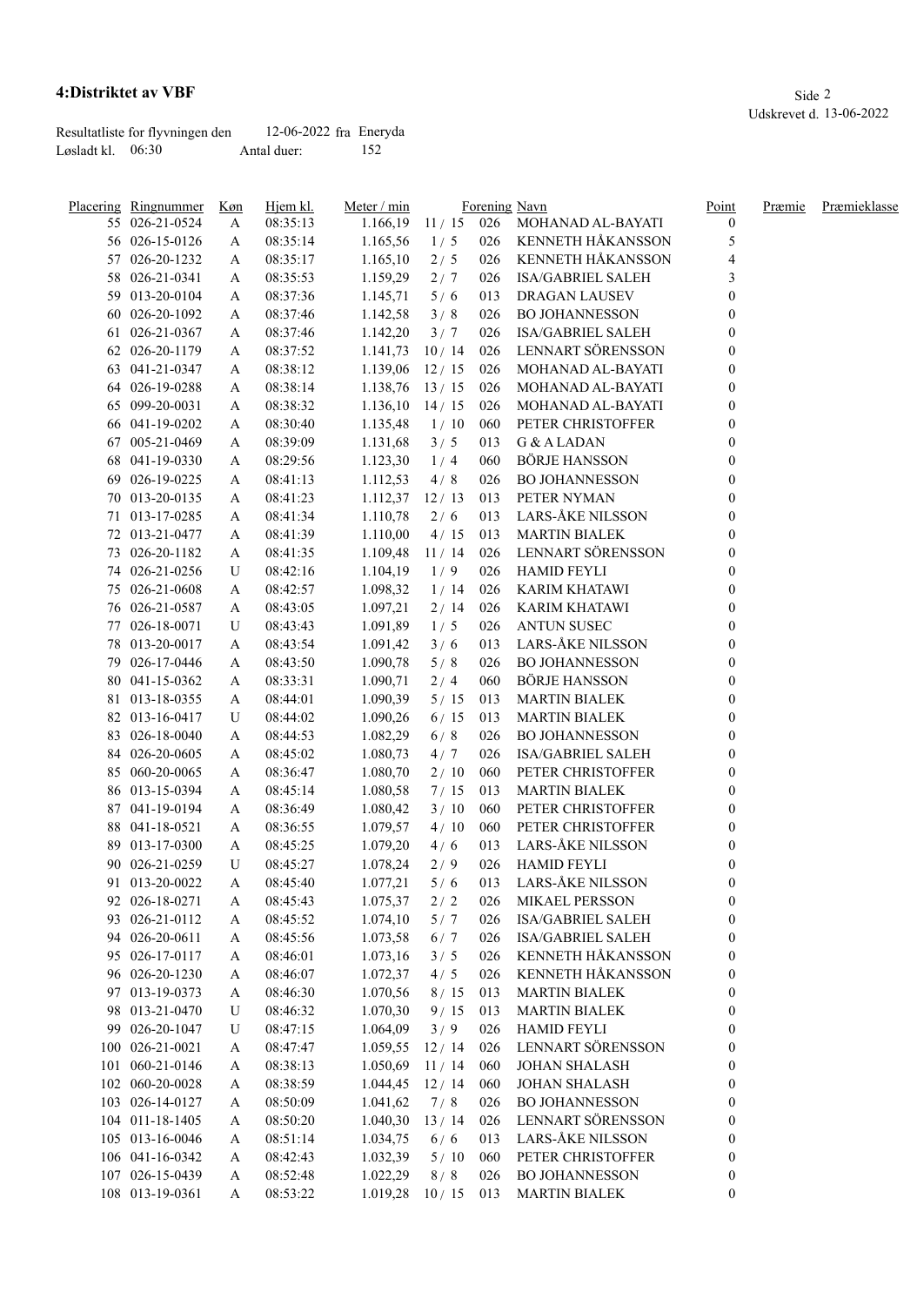# 4:Distriktet av VBF

Udskrevet d. 13-06-2022

Resultatliste for flyvningen den 12-06-2022 fra Eneryda
Løsladt kl. 06:30 Antal duer: 152

| Placering | Ringnummer | Køn | Hjem kl. | Meter / min | | Forening | Navn | Point | Præmie | Præmieklasse |
|---|---|---|---|---|---|---|---|---|---|---|
| 55 | 026-21-0524 | A | 08:35:13 | 1.166,19 | 11 / 15 | 026 | MOHANAD AL-BAYATI | 0 | | |
| 56 | 026-15-0126 | A | 08:35:14 | 1.165,56 | 1 / 5 | 026 | KENNETH HÅKANSSON | 5 | | |
| 57 | 026-20-1232 | A | 08:35:17 | 1.165,10 | 2 / 5 | 026 | KENNETH HÅKANSSON | 4 | | |
| 58 | 026-21-0341 | A | 08:35:53 | 1.159,29 | 2 / 7 | 026 | ISA/GABRIEL SALEH | 3 | | |
| 59 | 013-20-0104 | A | 08:37:36 | 1.145,71 | 5 / 6 | 013 | DRAGAN LAUSEV | 0 | | |
| 60 | 026-20-1092 | A | 08:37:46 | 1.142,58 | 3 / 8 | 026 | BO JOHANNESSON | 0 | | |
| 61 | 026-21-0367 | A | 08:37:46 | 1.142,20 | 3 / 7 | 026 | ISA/GABRIEL SALEH | 0 | | |
| 62 | 026-20-1179 | A | 08:37:52 | 1.141,73 | 10 / 14 | 026 | LENNART SÖRENSSON | 0 | | |
| 63 | 041-21-0347 | A | 08:38:12 | 1.139,06 | 12 / 15 | 026 | MOHANAD AL-BAYATI | 0 | | |
| 64 | 026-19-0288 | A | 08:38:14 | 1.138,76 | 13 / 15 | 026 | MOHANAD AL-BAYATI | 0 | | |
| 65 | 099-20-0031 | A | 08:38:32 | 1.136,10 | 14 / 15 | 026 | MOHANAD AL-BAYATI | 0 | | |
| 66 | 041-19-0202 | A | 08:30:40 | 1.135,48 | 1 / 10 | 060 | PETER CHRISTOFFER | 0 | | |
| 67 | 005-21-0469 | A | 08:39:09 | 1.131,68 | 3 / 5 | 013 | G & A LADAN | 0 | | |
| 68 | 041-19-0330 | A | 08:29:56 | 1.123,30 | 1 / 4 | 060 | BÖRJE HANSSON | 0 | | |
| 69 | 026-19-0225 | A | 08:41:13 | 1.112,53 | 4 / 8 | 026 | BO JOHANNESSON | 0 | | |
| 70 | 013-20-0135 | A | 08:41:23 | 1.112,37 | 12 / 13 | 013 | PETER NYMAN | 0 | | |
| 71 | 013-17-0285 | A | 08:41:34 | 1.110,78 | 2 / 6 | 013 | LARS-ÅKE NILSSON | 0 | | |
| 72 | 013-21-0477 | A | 08:41:39 | 1.110,00 | 4 / 15 | 013 | MARTIN BIALEK | 0 | | |
| 73 | 026-20-1182 | A | 08:41:35 | 1.109,48 | 11 / 14 | 026 | LENNART SÖRENSSON | 0 | | |
| 74 | 026-21-0256 | U | 08:42:16 | 1.104,19 | 1 / 9 | 026 | HAMID FEYLI | 0 | | |
| 75 | 026-21-0608 | A | 08:42:57 | 1.098,32 | 1 / 14 | 026 | KARIM KHATAWI | 0 | | |
| 76 | 026-21-0587 | A | 08:43:05 | 1.097,21 | 2 / 14 | 026 | KARIM KHATAWI | 0 | | |
| 77 | 026-18-0071 | U | 08:43:43 | 1.091,89 | 1 / 5 | 026 | ANTUN SUSEC | 0 | | |
| 78 | 013-20-0017 | A | 08:43:54 | 1.091,42 | 3 / 6 | 013 | LARS-ÅKE NILSSON | 0 | | |
| 79 | 026-17-0446 | A | 08:43:50 | 1.090,78 | 5 / 8 | 026 | BO JOHANNESSON | 0 | | |
| 80 | 041-15-0362 | A | 08:33:31 | 1.090,71 | 2 / 4 | 060 | BÖRJE HANSSON | 0 | | |
| 81 | 013-18-0355 | A | 08:44:01 | 1.090,39 | 5 / 15 | 013 | MARTIN BIALEK | 0 | | |
| 82 | 013-16-0417 | U | 08:44:02 | 1.090,26 | 6 / 15 | 013 | MARTIN BIALEK | 0 | | |
| 83 | 026-18-0040 | A | 08:44:53 | 1.082,29 | 6 / 8 | 026 | BO JOHANNESSON | 0 | | |
| 84 | 026-20-0605 | A | 08:45:02 | 1.080,73 | 4 / 7 | 026 | ISA/GABRIEL SALEH | 0 | | |
| 85 | 060-20-0065 | A | 08:36:47 | 1.080,70 | 2 / 10 | 060 | PETER CHRISTOFFER | 0 | | |
| 86 | 013-15-0394 | A | 08:45:14 | 1.080,58 | 7 / 15 | 013 | MARTIN BIALEK | 0 | | |
| 87 | 041-19-0194 | A | 08:36:49 | 1.080,42 | 3 / 10 | 060 | PETER CHRISTOFFER | 0 | | |
| 88 | 041-18-0521 | A | 08:36:55 | 1.079,57 | 4 / 10 | 060 | PETER CHRISTOFFER | 0 | | |
| 89 | 013-17-0300 | A | 08:45:25 | 1.079,20 | 4 / 6 | 013 | LARS-ÅKE NILSSON | 0 | | |
| 90 | 026-21-0259 | U | 08:45:27 | 1.078,24 | 2 / 9 | 026 | HAMID FEYLI | 0 | | |
| 91 | 013-20-0022 | A | 08:45:40 | 1.077,21 | 5 / 6 | 013 | LARS-ÅKE NILSSON | 0 | | |
| 92 | 026-18-0271 | A | 08:45:43 | 1.075,37 | 2 / 2 | 026 | MIKAEL PERSSON | 0 | | |
| 93 | 026-21-0112 | A | 08:45:52 | 1.074,10 | 5 / 7 | 026 | ISA/GABRIEL SALEH | 0 | | |
| 94 | 026-20-0611 | A | 08:45:56 | 1.073,58 | 6 / 7 | 026 | ISA/GABRIEL SALEH | 0 | | |
| 95 | 026-17-0117 | A | 08:46:01 | 1.073,16 | 3 / 5 | 026 | KENNETH HÅKANSSON | 0 | | |
| 96 | 026-20-1230 | A | 08:46:07 | 1.072,37 | 4 / 5 | 026 | KENNETH HÅKANSSON | 0 | | |
| 97 | 013-19-0373 | A | 08:46:30 | 1.070,56 | 8 / 15 | 013 | MARTIN BIALEK | 0 | | |
| 98 | 013-21-0470 | U | 08:46:32 | 1.070,30 | 9 / 15 | 013 | MARTIN BIALEK | 0 | | |
| 99 | 026-20-1047 | U | 08:47:15 | 1.064,09 | 3 / 9 | 026 | HAMID FEYLI | 0 | | |
| 100 | 026-21-0021 | A | 08:47:47 | 1.059,55 | 12 / 14 | 026 | LENNART SÖRENSSON | 0 | | |
| 101 | 060-21-0146 | A | 08:38:13 | 1.050,69 | 11 / 14 | 060 | JOHAN SHALASH | 0 | | |
| 102 | 060-20-0028 | A | 08:38:59 | 1.044,45 | 12 / 14 | 060 | JOHAN SHALASH | 0 | | |
| 103 | 026-14-0127 | A | 08:50:09 | 1.041,62 | 7 / 8 | 026 | BO JOHANNESSON | 0 | | |
| 104 | 011-18-1405 | A | 08:50:20 | 1.040,30 | 13 / 14 | 026 | LENNART SÖRENSSON | 0 | | |
| 105 | 013-16-0046 | A | 08:51:14 | 1.034,75 | 6 / 6 | 013 | LARS-ÅKE NILSSON | 0 | | |
| 106 | 041-16-0342 | A | 08:42:43 | 1.032,39 | 5 / 10 | 060 | PETER CHRISTOFFER | 0 | | |
| 107 | 026-15-0439 | A | 08:52:48 | 1.022,29 | 8 / 8 | 026 | BO JOHANNESSON | 0 | | |
| 108 | 013-19-0361 | A | 08:53:22 | 1.019,28 | 10 / 15 | 013 | MARTIN BIALEK | 0 | | |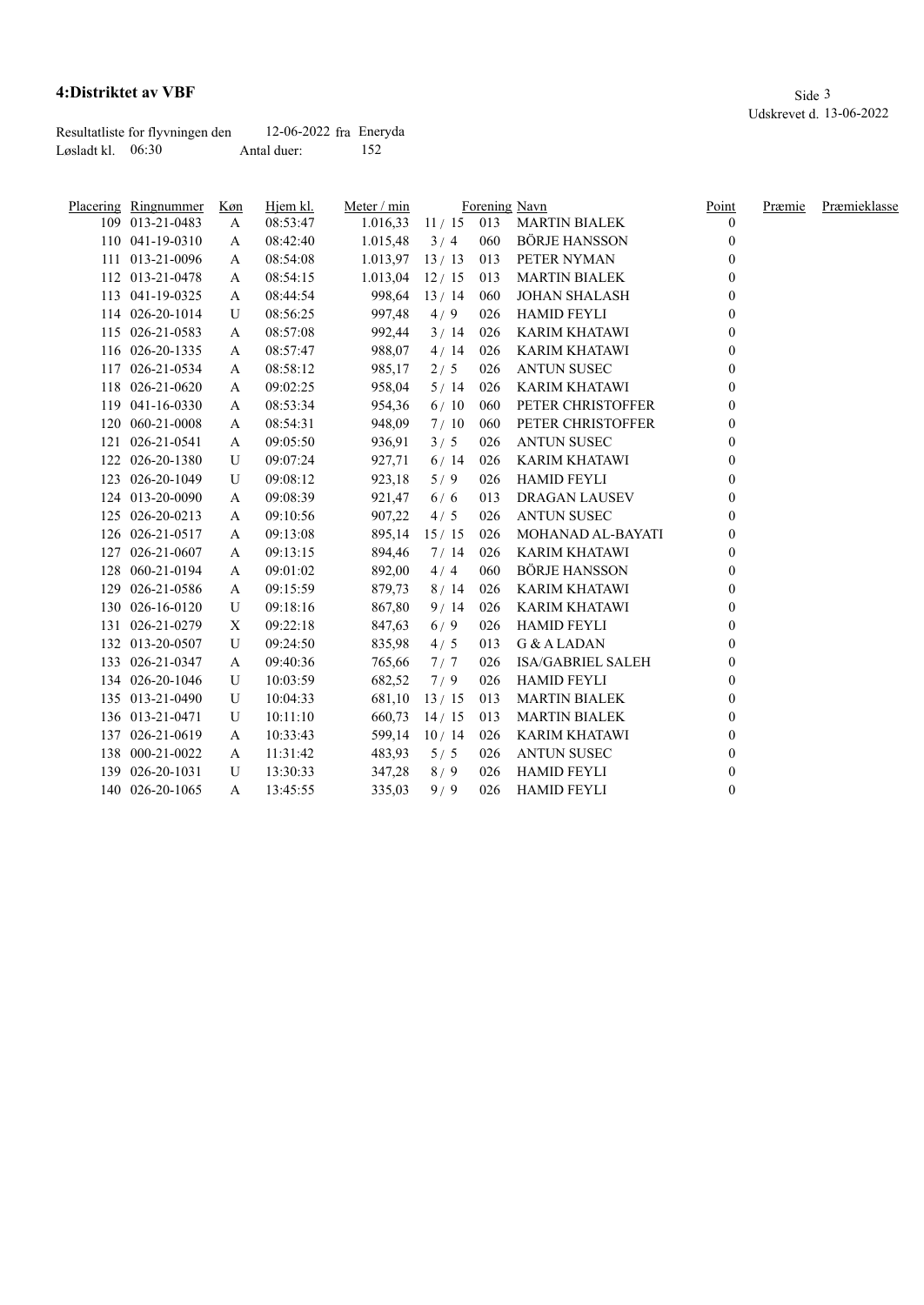# 4:Distriktet av VBF

Side 3
Udskrevet d. 13-06-2022

Resultatliste for flyvningen den 12-06-2022 fra Eneryda
Løsladt kl. 06:30 Antal duer: 152

| Placering | Ringnummer | Køn | Hjem kl. | Meter / min | | Forening | Navn | Point | Præmie | Præmieklasse |
|---|---|---|---|---|---|---|---|---|---|---|
| 109 | 013-21-0483 | A | 08:53:47 | 1.016,33 | 11 / 15 | 013 | MARTIN BIALEK | 0 | | |
| 110 | 041-19-0310 | A | 08:42:40 | 1.015,48 | 3 / 4 | 060 | BÖRJE HANSSON | 0 | | |
| 111 | 013-21-0096 | A | 08:54:08 | 1.013,97 | 13 / 13 | 013 | PETER NYMAN | 0 | | |
| 112 | 013-21-0478 | A | 08:54:15 | 1.013,04 | 12 / 15 | 013 | MARTIN BIALEK | 0 | | |
| 113 | 041-19-0325 | A | 08:44:54 | 998,64 | 13 / 14 | 060 | JOHAN SHALASH | 0 | | |
| 114 | 026-20-1014 | U | 08:56:25 | 997,48 | 4 / 9 | 026 | HAMID FEYLI | 0 | | |
| 115 | 026-21-0583 | A | 08:57:08 | 992,44 | 3 / 14 | 026 | KARIM KHATAWI | 0 | | |
| 116 | 026-20-1335 | A | 08:57:47 | 988,07 | 4 / 14 | 026 | KARIM KHATAWI | 0 | | |
| 117 | 026-21-0534 | A | 08:58:12 | 985,17 | 2 / 5 | 026 | ANTUN SUSEC | 0 | | |
| 118 | 026-21-0620 | A | 09:02:25 | 958,04 | 5 / 14 | 026 | KARIM KHATAWI | 0 | | |
| 119 | 041-16-0330 | A | 08:53:34 | 954,36 | 6 / 10 | 060 | PETER CHRISTOFFER | 0 | | |
| 120 | 060-21-0008 | A | 08:54:31 | 948,09 | 7 / 10 | 060 | PETER CHRISTOFFER | 0 | | |
| 121 | 026-21-0541 | A | 09:05:50 | 936,91 | 3 / 5 | 026 | ANTUN SUSEC | 0 | | |
| 122 | 026-20-1380 | U | 09:07:24 | 927,71 | 6 / 14 | 026 | KARIM KHATAWI | 0 | | |
| 123 | 026-20-1049 | U | 09:08:12 | 923,18 | 5 / 9 | 026 | HAMID FEYLI | 0 | | |
| 124 | 013-20-0090 | A | 09:08:39 | 921,47 | 6 / 6 | 013 | DRAGAN LAUSEV | 0 | | |
| 125 | 026-20-0213 | A | 09:10:56 | 907,22 | 4 / 5 | 026 | ANTUN SUSEC | 0 | | |
| 126 | 026-21-0517 | A | 09:13:08 | 895,14 | 15 / 15 | 026 | MOHANAD AL-BAYATI | 0 | | |
| 127 | 026-21-0607 | A | 09:13:15 | 894,46 | 7 / 14 | 026 | KARIM KHATAWI | 0 | | |
| 128 | 060-21-0194 | A | 09:01:02 | 892,00 | 4 / 4 | 060 | BÖRJE HANSSON | 0 | | |
| 129 | 026-21-0586 | A | 09:15:59 | 879,73 | 8 / 14 | 026 | KARIM KHATAWI | 0 | | |
| 130 | 026-16-0120 | U | 09:18:16 | 867,80 | 9 / 14 | 026 | KARIM KHATAWI | 0 | | |
| 131 | 026-21-0279 | X | 09:22:18 | 847,63 | 6 / 9 | 026 | HAMID FEYLI | 0 | | |
| 132 | 013-20-0507 | U | 09:24:50 | 835,98 | 4 / 5 | 013 | G & A LADAN | 0 | | |
| 133 | 026-21-0347 | A | 09:40:36 | 765,66 | 7 / 7 | 026 | ISA/GABRIEL SALEH | 0 | | |
| 134 | 026-20-1046 | U | 10:03:59 | 682,52 | 7 / 9 | 026 | HAMID FEYLI | 0 | | |
| 135 | 013-21-0490 | U | 10:04:33 | 681,10 | 13 / 15 | 013 | MARTIN BIALEK | 0 | | |
| 136 | 013-21-0471 | U | 10:11:10 | 660,73 | 14 / 15 | 013 | MARTIN BIALEK | 0 | | |
| 137 | 026-21-0619 | A | 10:33:43 | 599,14 | 10 / 14 | 026 | KARIM KHATAWI | 0 | | |
| 138 | 000-21-0022 | A | 11:31:42 | 483,93 | 5 / 5 | 026 | ANTUN SUSEC | 0 | | |
| 139 | 026-20-1031 | U | 13:30:33 | 347,28 | 8 / 9 | 026 | HAMID FEYLI | 0 | | |
| 140 | 026-20-1065 | A | 13:45:55 | 335,03 | 9 / 9 | 026 | HAMID FEYLI | 0 | | |